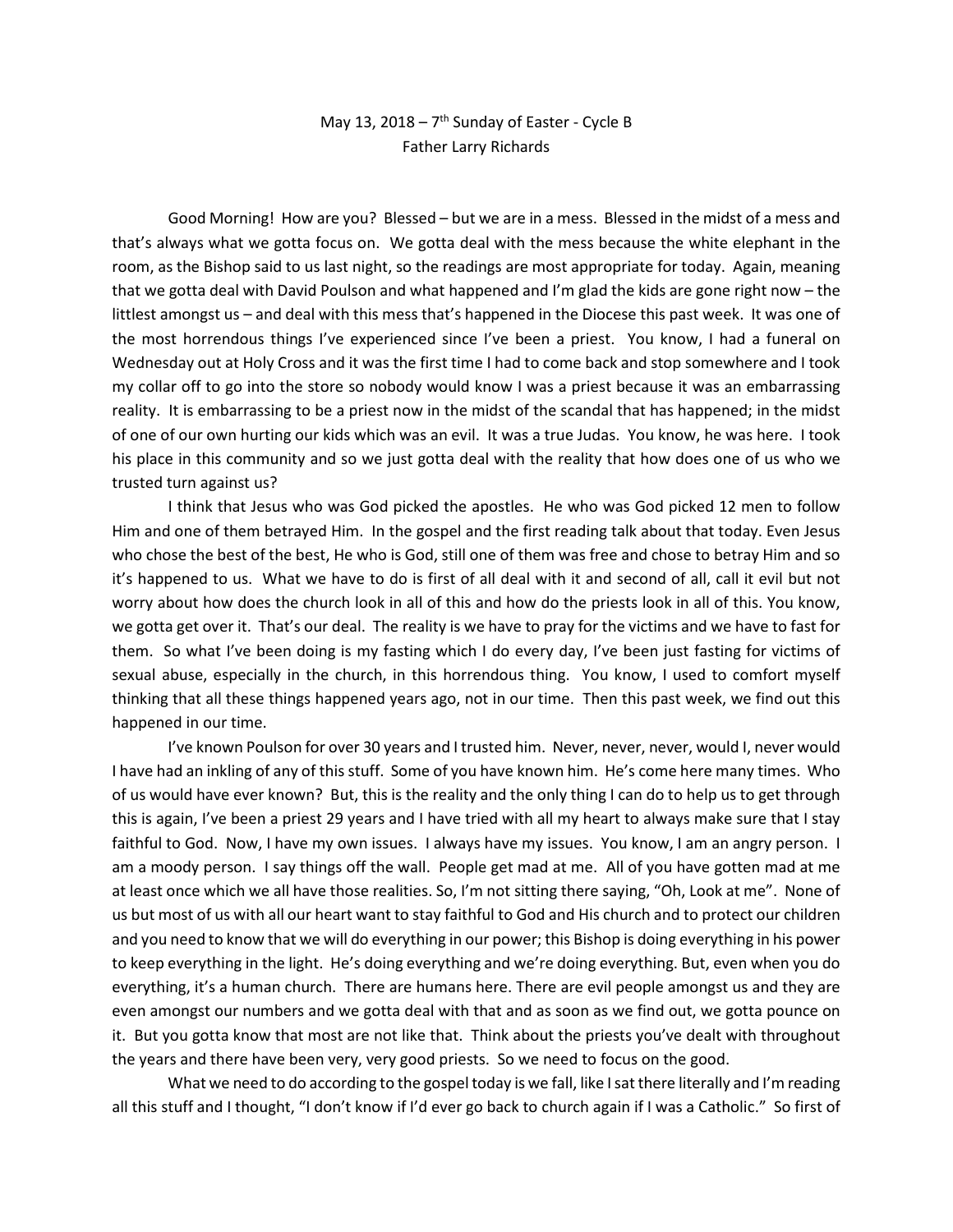May 13, 2018 – 7th Sunday of Easter - Cycle B
Father Larry Richards

Good Morning! How are you? Blessed – but we are in a mess. Blessed in the midst of a mess and that's always what we gotta focus on. We gotta deal with the mess because the white elephant in the room, as the Bishop said to us last night, so the readings are most appropriate for today. Again, meaning that we gotta deal with David Poulson and what happened and I'm glad the kids are gone right now – the littlest amongst us – and deal with this mess that's happened in the Diocese this past week. It was one of the most horrendous things I've experienced since I've been a priest. You know, I had a funeral on Wednesday out at Holy Cross and it was the first time I had to come back and stop somewhere and I took my collar off to go into the store so nobody would know I was a priest because it was an embarrassing reality. It is embarrassing to be a priest now in the midst of the scandal that has happened; in the midst of one of our own hurting our kids which was an evil. It was a true Judas. You know, he was here. I took his place in this community and so we just gotta deal with the reality that how does one of us who we trusted turn against us?

I think that Jesus who was God picked the apostles. He who was God picked 12 men to follow Him and one of them betrayed Him. In the gospel and the first reading talk about that today. Even Jesus who chose the best of the best, He who is God, still one of them was free and chose to betray Him and so it's happened to us. What we have to do is first of all deal with it and second of all, call it evil but not worry about how does the church look in all of this and how do the priests look in all of this. You know, we gotta get over it. That's our deal. The reality is we have to pray for the victims and we have to fast for them. So what I've been doing is my fasting which I do every day, I've been just fasting for victims of sexual abuse, especially in the church, in this horrendous thing. You know, I used to comfort myself thinking that all these things happened years ago, not in our time. Then this past week, we find out this happened in our time.

I've known Poulson for over 30 years and I trusted him. Never, never, never, would I, never would I have had an inkling of any of this stuff. Some of you have known him. He's come here many times. Who of us would have ever known? But, this is the reality and the only thing I can do to help us to get through this is again, I've been a priest 29 years and I have tried with all my heart to always make sure that I stay faithful to God. Now, I have my own issues. I always have my issues. You know, I am an angry person. I am a moody person. I say things off the wall. People get mad at me. All of you have gotten mad at me at least once which we all have those realities. So, I'm not sitting there saying, "Oh, Look at me". None of us but most of us with all our heart want to stay faithful to God and His church and to protect our children and you need to know that we will do everything in our power; this Bishop is doing everything in his power to keep everything in the light. He's doing everything and we're doing everything. But, even when you do everything, it's a human church. There are humans here. There are evil people amongst us and they are even amongst our numbers and we gotta deal with that and as soon as we find out, we gotta pounce on it. But you gotta know that most are not like that. Think about the priests you've dealt with throughout the years and there have been very, very good priests. So we need to focus on the good.

What we need to do according to the gospel today is we fall, like I sat there literally and I'm reading all this stuff and I thought, "I don't know if I'd ever go back to church again if I was a Catholic." So first of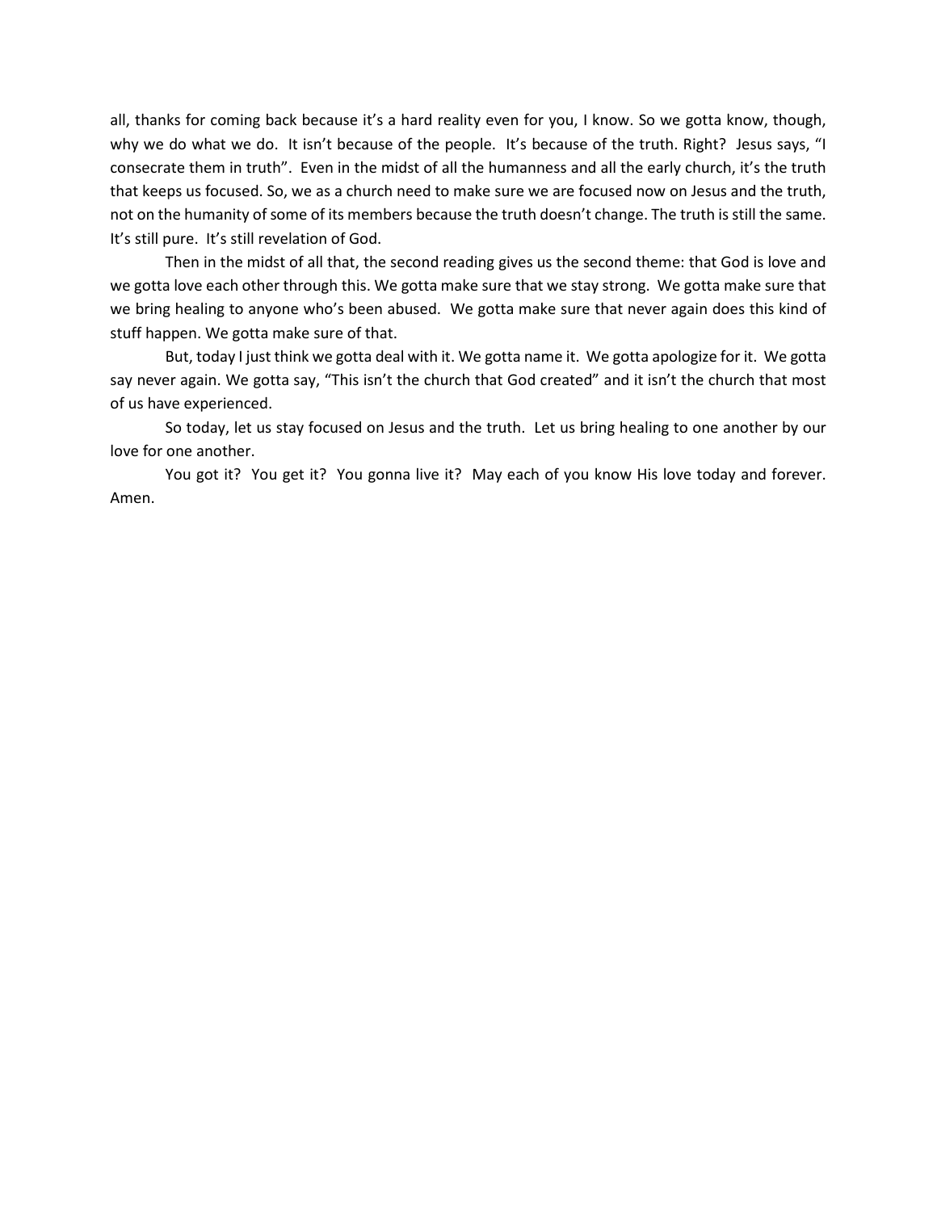all, thanks for coming back because it's a hard reality even for you, I know. So we gotta know, though, why we do what we do. It isn't because of the people. It's because of the truth. Right? Jesus says, "I consecrate them in truth". Even in the midst of all the humanness and all the early church, it's the truth that keeps us focused. So, we as a church need to make sure we are focused now on Jesus and the truth, not on the humanity of some of its members because the truth doesn't change. The truth is still the same. It's still pure. It's still revelation of God.

Then in the midst of all that, the second reading gives us the second theme: that God is love and we gotta love each other through this. We gotta make sure that we stay strong. We gotta make sure that we bring healing to anyone who's been abused. We gotta make sure that never again does this kind of stuff happen. We gotta make sure of that.

But, today I just think we gotta deal with it. We gotta name it. We gotta apologize for it. We gotta say never again. We gotta say, "This isn't the church that God created" and it isn't the church that most of us have experienced.

So today, let us stay focused on Jesus and the truth. Let us bring healing to one another by our love for one another.

You got it? You get it? You gonna live it? May each of you know His love today and forever. Amen.